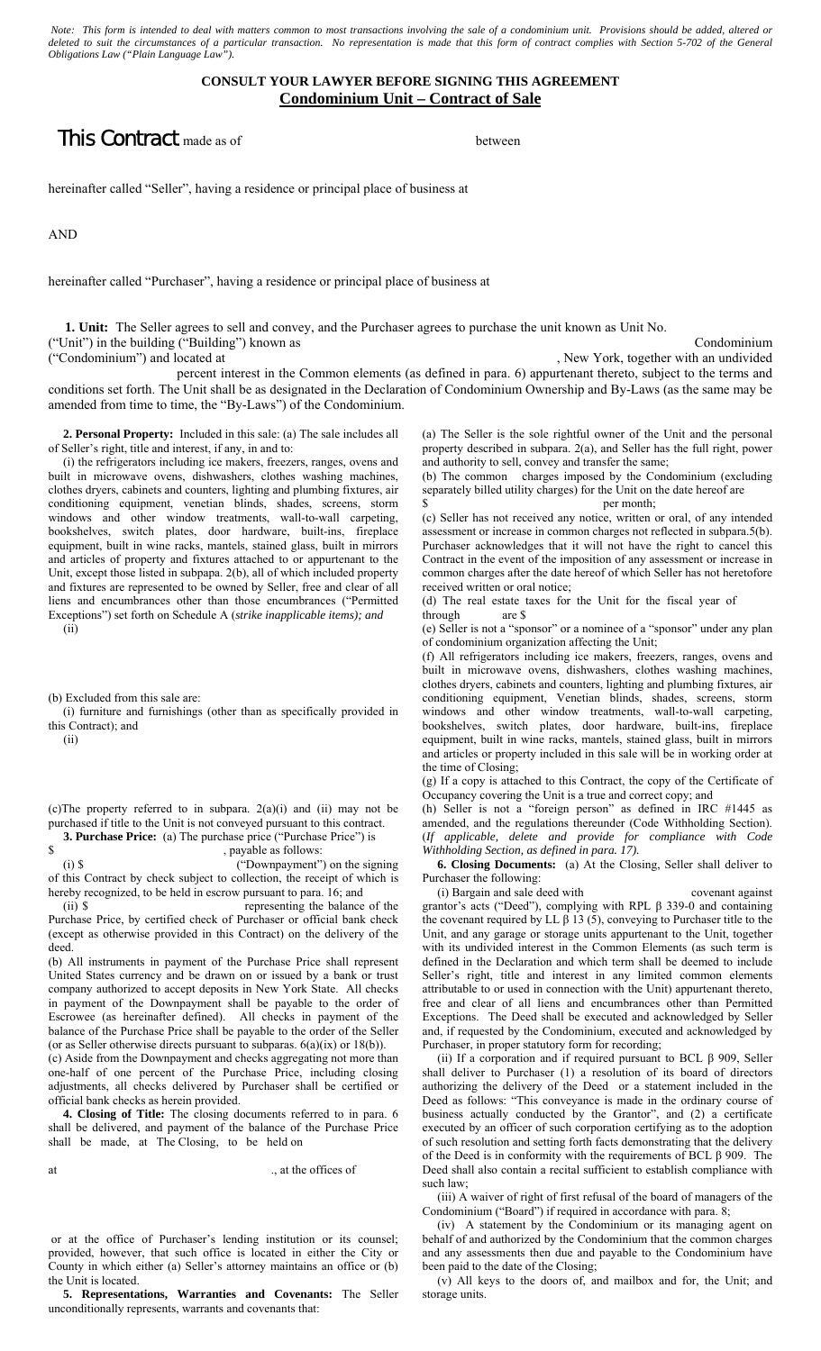*Note: This form is intended to deal with matters common to most transactions involving the sale of a condominium unit. Provisions should be added, altered or deleted to suit the circumstances of a particular transaction. No representation is made that this form of contract complies with Section 5-702 of the General Obligations Law ("Plain Language Law").*

**CONSULT YOUR LAWYER BEFORE SIGNING THIS AGREEMENT**

## Condominium Unit – Contract of Sale

**This Contract** made as of between

hereinafter called "Seller", having a residence or principal place of business at

AND

hereinafter called "Purchaser", having a residence or principal place of business at

**1. Unit:** The Seller agrees to sell and convey, and the Purchaser agrees to purchase the unit known as Unit No. ("Unit") in the building ("Building") known as Condominium ("Condominium") and located at , New York, together with an undivided percent interest in the Common elements (as defined in para. 6) appurtenant thereto, subject to the terms and conditions set forth. The Unit shall be as designated in the Declaration of Condominium Ownership and By-Laws (as the same may be amended from time to time, the "By-Laws") of the Condominium.

**2. Personal Property:** Included in this sale: (a) The sale includes all of Seller's right, title and interest, if any, in and to:

(i) the refrigerators including ice makers, freezers, ranges, ovens and built in microwave ovens, dishwashers, clothes washing machines, clothes dryers, cabinets and counters, lighting and plumbing fixtures, air conditioning equipment, venetian blinds, shades, screens, storm windows and other window treatments, wall-to-wall carpeting, bookshelves, switch plates, door hardware, built-ins, fireplace equipment, built in wine racks, mantels, stained glass, built in mirrors and articles of property and fixtures attached to or appurtenant to the Unit, except those listed in subpapa. 2(b), all of which included property and fixtures are represented to be owned by Seller, free and clear of all liens and encumbrances other than those encumbrances ("Permitted Exceptions") set forth on Schedule A (*strike inapplicable items); and*

(ii)

(b) Excluded from this sale are:

(i) furniture and furnishings (other than as specifically provided in this Contract); and

(ii)

(c)The property referred to in subpara. 2(a)(i) and (ii) may not be purchased if title to the Unit is not conveyed pursuant to this contract.

**3. Purchase Price:** (a) The purchase price ("Purchase Price") is $ , payable as follows:

(i) $ ("Downpayment") on the signing of this Contract by check subject to collection, the receipt of which is hereby recognized, to be held in escrow pursuant to para. 16; and

(ii) $ representing the balance of the Purchase Price, by certified check of Purchaser or official bank check (except as otherwise provided in this Contract) on the delivery of the deed.

(b) All instruments in payment of the Purchase Price shall represent United States currency and be drawn on or issued by a bank or trust company authorized to accept deposits in New York State. All checks in payment of the Downpayment shall be payable to the order of Escrowee (as hereinafter defined). All checks in payment of the balance of the Purchase Price shall be payable to the order of the Seller (or as Seller otherwise directs pursuant to subparas. 6(a)(ix) or 18(b)).

(c) Aside from the Downpayment and checks aggregating not more than one-half of one percent of the Purchase Price, including closing adjustments, all checks delivered by Purchaser shall be certified or official bank checks as herein provided.

**4. Closing of Title:** The closing documents referred to in para. 6 shall be delivered, and payment of the balance of the Purchase Price shall be made, at The Closing, to be held on

at ., at the offices of

or at the office of Purchaser's lending institution or its counsel; provided, however, that such office is located in either the City or County in which either (a) Seller's attorney maintains an office or (b) the Unit is located.

**5. Representations, Warranties and Covenants:** The Seller unconditionally represents, warrants and covenants that:

(a) The Seller is the sole rightful owner of the Unit and the personal property described in subpara. 2(a), and Seller has the full right, power and authority to sell, convey and transfer the same;

(b) The common charges imposed by the Condominium (excluding separately billed utility charges) for the Unit on the date hereof are $ per month;

(c) Seller has not received any notice, written or oral, of any intended assessment or increase in common charges not reflected in subpara.5(b). Purchaser acknowledges that it will not have the right to cancel this Contract in the event of the imposition of any assessment or increase in common charges after the date hereof of which Seller has not heretofore received written or oral notice;

(d) The real estate taxes for the Unit for the fiscal year of through are $

(e) Seller is not a "sponsor" or a nominee of a "sponsor" under any plan of condominium organization affecting the Unit;

(f) All refrigerators including ice makers, freezers, ranges, ovens and built in microwave ovens, dishwashers, clothes washing machines, clothes dryers, cabinets and counters, lighting and plumbing fixtures, air conditioning equipment, Venetian blinds, shades, screens, storm windows and other window treatments, wall-to-wall carpeting, bookshelves, switch plates, door hardware, built-ins, fireplace equipment, built in wine racks, mantels, stained glass, built in mirrors and articles or property included in this sale will be in working order at the time of Closing;

(g) If a copy is attached to this Contract, the copy of the Certificate of Occupancy covering the Unit is a true and correct copy; and

(h) Seller is not a "foreign person" as defined in IRC #1445 as amended, and the regulations thereunder (Code Withholding Section). (*If applicable, delete and provide for compliance with Code Withholding Section, as defined in para. 17).*

**6. Closing Documents:** (a) At the Closing, Seller shall deliver to Purchaser the following:

(i) Bargain and sale deed with covenant against grantor's acts ("Deed"), complying with RPL β 339-0 and containing the covenant required by LL β 13 (5), conveying to Purchaser title to the Unit, and any garage or storage units appurtenant to the Unit, together with its undivided interest in the Common Elements (as such term is defined in the Declaration and which term shall be deemed to include Seller's right, title and interest in any limited common elements attributable to or used in connection with the Unit) appurtenant thereto, free and clear of all liens and encumbrances other than Permitted Exceptions. The Deed shall be executed and acknowledged by Seller and, if requested by the Condominium, executed and acknowledged by Purchaser, in proper statutory form for recording;

(ii) If a corporation and if required pursuant to BCL β 909, Seller shall deliver to Purchaser (1) a resolution of its board of directors authorizing the delivery of the Deed or a statement included in the Deed as follows: "This conveyance is made in the ordinary course of business actually conducted by the Grantor", and (2) a certificate executed by an officer of such corporation certifying as to the adoption of such resolution and setting forth facts demonstrating that the delivery of the Deed is in conformity with the requirements of BCL β 909. The Deed shall also contain a recital sufficient to establish compliance with such law;

(iii) A waiver of right of first refusal of the board of managers of the Condominium ("Board") if required in accordance with para. 8;

(iv) A statement by the Condominium or its managing agent on behalf of and authorized by the Condominium that the common charges and any assessments then due and payable to the Condominium have been paid to the date of the Closing;

(v) All keys to the doors of, and mailbox and for, the Unit; and storage units.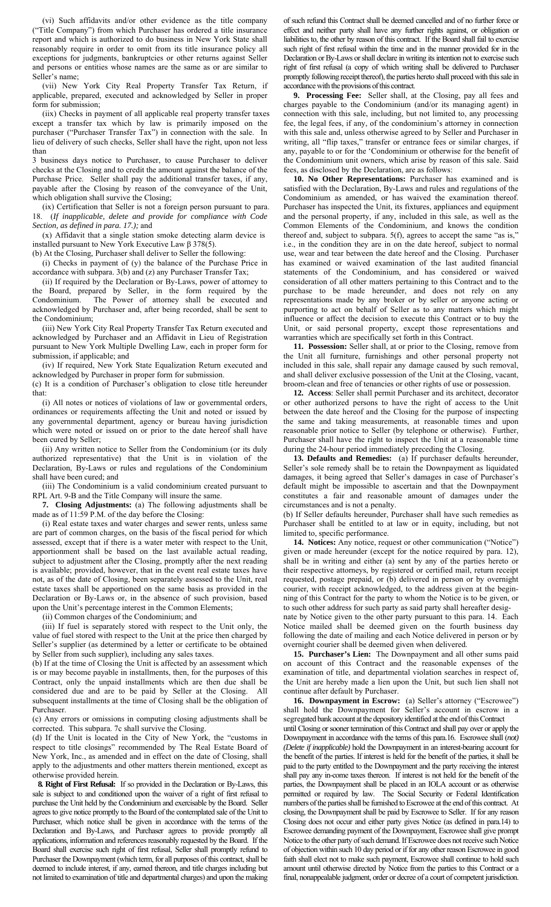(vi) Such affidavits and/or other evidence as the title company ("Title Company") from which Purchaser has ordered a title insurance report and which is authorized to do business in New York State shall reasonably require in order to omit from its title insurance policy all exceptions for judgments, bankruptcies or other returns against Seller and persons or entities whose names are the same as or are similar to Seller's name;

(vii) New York City Real Property Transfer Tax Return, if applicable, prepared, executed and acknowledged by Seller in proper form for submission;

(iix) Checks in payment of all applicable real property transfer taxes except a transfer tax which by law is primarily imposed on the purchaser ("Purchaser Transfer Tax") in connection with the sale. In lieu of delivery of such checks, Seller shall have the right, upon not less than 3 business days notice to Purchaser, to cause Purchaser to deliver checks at the Closing and to credit the amount against the balance of the Purchase Price. Seller shall pay the additional transfer taxes, if any, payable after the Closing by reason of the conveyance of the Unit, which obligation shall survive the Closing;

(ix) Certification that Seller is not a foreign person pursuant to para. 18. (*If inapplicable, delete and provide for compliance with Code Section, as defined in para. 17.);* and

(x) Affidavit that a single station smoke detecting alarm device is installed pursuant to New York Executive Law β 378(5).

(b) At the Closing, Purchaser shall deliver to Seller the following:

(i) Checks in payment of (y) the balance of the Purchase Price in accordance with subpara. 3(b) and (z) any Purchaser Transfer Tax;

(ii) If required by the Declaration or By-Laws, power of attorney to the Board, prepared by Seller, in the form required by the Condominium. The Power of attorney shall be executed and acknowledged by Purchaser and, after being recorded, shall be sent to the Condominium;

(iii) New York City Real Property Transfer Tax Return executed and acknowledged by Purchaser and an Affidavit in Lieu of Registration pursuant to New York Multiple Dwelling Law, each in proper form for submission, if applicable; and

(iv) If required, New York State Equalization Return executed and acknowledged by Purchaser in proper form for submission.

(c) It is a condition of Purchaser's obligation to close title hereunder that:

(i) All notes or notices of violations of law or governmental orders, ordinances or requirements affecting the Unit and noted or issued by any governmental department, agency or bureau having jurisdiction which were noted or issued on or prior to the date hereof shall have been cured by Seller;

(ii) Any written notice to Seller from the Condominium (or its duly authorized representative) that the Unit is in violation of the Declaration, By-Laws or rules and regulations of the Condominium shall have been cured; and

(iii) The Condominium is a valid condominium created pursuant to RPL Art. 9-B and the Title Company will insure the same.

**7. Closing Adjustments:** (a) The following adjustments shall be made as of 11:59 P.M. of the day before the Closing:

(i) Real estate taxes and water charges and sewer rents, unless same are part of common charges, on the basis of the fiscal period for which assessed, except that if there is a water meter with respect to the Unit, apportionment shall be based on the last available actual reading, subject to adjustment after the Closing, promptly after the next reading is available; provided, however, that in the event real estate taxes have not, as of the date of Closing, been separately assessed to the Unit, real estate taxes shall be apportioned on the same basis as provided in the Declaration or By-Laws or, in the absence of such provision, based upon the Unit's percentage interest in the Common Elements;

(ii) Common charges of the Condominium; and

(iii) If fuel is separately stored with respect to the Unit only, the value of fuel stored with respect to the Unit at the price then charged by Seller's supplier (as determined by a letter or certificate to be obtained by Seller from such supplier), including any sales taxes.

(b) If at the time of Closing the Unit is affected by an assessment which is or may become payable in installments, then, for the purposes of this Contract, only the unpaid installments which are then due shall be considered due and are to be paid by Seller at the Closing. All subsequent installments at the time of Closing shall be the obligation of Purchaser.

(c) Any errors or omissions in computing closing adjustments shall be corrected. This subpara. 7c shall survive the Closing.

(d) If the Unit is located in the City of New York, the "customs in respect to title closings" recommended by The Real Estate Board of New York, Inc., as amended and in effect on the date of Closing, shall apply to the adjustments and other matters therein mentioned, except as otherwise provided herein.

**8. Right of First Refusal:** If so provided in the Declaration or By-Laws, this sale is subject to and conditioned upon the waiver of a right of first refusal to purchase the Unit held by the Condominium and exercisable by the Board. Seller agrees to give notice promptly to the Board of the contemplated sale of the Unit to Purchaser, which notice shall be given in accordance with the terms of the Declaration and By-Laws, and Purchaser agrees to provide promptly all applications, information and references reasonably requested by the Board. If the Board shall exercise such right of first refusal, Seller shall promptly refund to Purchaser the Downpayment (which term, for all purposes of this contract, shall be deemed to include interest, if any, earned thereon, and title charges including but not limited to examination of title and departmental charges) and upon the making of such refund this Contract shall be deemed cancelled and of no further force or effect and neither party shall have any further rights against, or obligation or liabilities to, the other by reason of this contract. If the Board shall fail to exercise such right of first refusal within the time and in the manner provided for in the Declaration or By-Laws or shall declare in writing its intention not to exercise such right of first refusal (a copy of which writing shall be delivered to Purchaser promptly following receipt thereof), the parties hereto shall proceed with this sale in accordance with the provisions of this contract.

**9. Processing Fee:** Seller shall, at the Closing, pay all fees and charges payable to the Condominium (and/or its managing agent) in connection with this sale, including, but not limited to, any processing fee, the legal fees, if any, of the condominium's attorney in connection with this sale and, unless otherwise agreed to by Seller and Purchaser in writing, all "flip taxes," transfer or entrance fees or similar charges, if any, payable to or for the 'Condominium or otherwise for the benefit of the Condominium unit owners, which arise by reason of this sale. Said fees, as disclosed by the Declaration, are as follows:

**10. No Other Representations:** Purchaser has examined and is satisfied with the Declaration, By-Laws and rules and regulations of the Condominium as amended, or has waived the examination thereof. Purchaser has inspected the Unit, its fixtures, appliances and equipment and the personal property, if any, included in this sale, as well as the Common Elements of the Condominium, and knows the condition thereof and, subject to subpara. 5(f), agrees to accept the same "as is," i.e., in the condition they are in on the date hereof, subject to normal use, wear and tear between the date hereof and the Closing. Purchaser has examined or waived examination of the last audited financial statements of the Condominium, and has considered or waived consideration of all other matters pertaining to this Contract and to the purchase to be made hereunder, and does not rely on any representations made by any broker or by seller or anyone acting or purporting to act on behalf of Seller as to any matters which might influence or affect the decision to execute this Contract or to buy the Unit, or said personal property, except those representations and warranties which are specifically set forth in this Contract.

**11. Possession:** Seller shall, at or prior to the Closing, remove from the Unit all furniture, furnishings and other personal property not included in this sale, shall repair any damage caused by such removal, and shall deliver exclusive possession of the Unit at the Closing, vacant, broom-clean and free of tenancies or other rights of use or possession.

**12. Access**: Seller shall permit Purchaser and its architect, decorator or other authorized persons to have the right of access to the Unit between the date hereof and the Closing for the purpose of inspecting the same and taking measurements, at reasonable times and upon reasonable prior notice to Seller (by telephone or otherwise). Further, Purchaser shall have the right to inspect the Unit at a reasonable time during the 24-hour period immediately preceding the Closing.

**13. Defaults and Remedies:** (a) If purchaser defaults hereunder, Seller's sole remedy shall be to retain the Downpayment as liquidated damages, it being agreed that Seller's damages in case of Purchaser's default might be impossible to ascertain and that the Downpayment constitutes a fair and reasonable amount of damages under the circumstances and is not a penalty.

(b) If Seller defaults hereunder, Purchaser shall have such remedies as Purchaser shall be entitled to at law or in equity, including, but not limited to, specific performance.

**14. Notices:** Any notice, request or other communication ("Notice") given or made hereunder (except for the notice required by para. 12), shall be in writing and either (a) sent by any of the parties hereto or their respective attorneys, by registered or certified mail, return receipt requested, postage prepaid, or (b) delivered in person or by overnight courier, with receipt acknowledged, to the address given at the beginning of this Contract for the party to whom the Notice is to be given, or to such other address for such party as said party shall hereafter designate by Notice given to the other party pursuant to this para. 14. Each Notice mailed shall be deemed given on the fourth business day following the date of mailing and each Notice delivered in person or by overnight courier shall be deemed given when delivered.

**15. Purchaser's Lien:** The Downpayment and all other sums paid on account of this Contract and the reasonable expenses of the examination of title, and departmental violation searches in respect of, the Unit are hereby made a lien upon the Unit, but such lien shall not continue after default by Purchaser.

**16. Downpayment in Escrow:** (a) Seller's attorney ("Escrowee") shall hold the Downpayment for Seller's account in escrow in a segregated bank account at the depository identified at the end of this Contract until Closing or sooner termination of this Contract and shall pay over or apply the Downpayment in accordance with the terms of this para.16. Escrowee shall *(not) (Delete if inapplicable)* hold the Downpayment in an interest-bearing account for the benefit of the parties. If interest is held for the benefit of the parties, it shall be paid to the party entitled to the Downpayment and the party receiving the interest shall pay any in-come taxes thereon. If interest is not held for the benefit of the parties, the Downpayment shall be placed in an IOLA account or as otherwise permitted or required by law. The Social Security or Federal Identification numbers of the parties shall be furnished to Escrowee at the end of this contract. At closing, the Downpayment shall be paid by Escrowee to Seller. If for any reason Closing does not occur and either party gives Notice (as defined in para.14) to Escrowee demanding payment of the Downpayment, Escrowee shall give prompt Notice to the other party of such demand. If Escrowee does not receive such Notice of objection within such 10 day period or if for any other reason Escrowee in good faith shall elect not to make such payment, Escrowee shall continue to hold such amount until otherwise directed by Notice from the parties to this Contract or a final, nonappealable judgment, order or decree of a court of competent jurisdiction.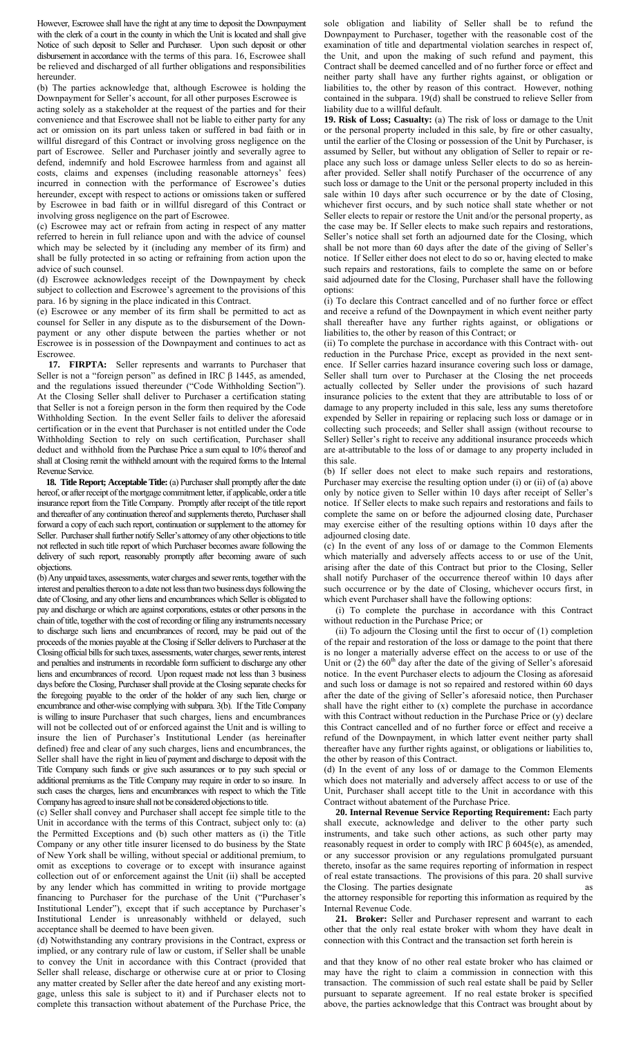However, Escrowee shall have the right at any time to deposit the Downpayment with the clerk of a court in the county in which the Unit is located and shall give Notice of such deposit to Seller and Purchaser. Upon such deposit or other disbursement in accordance with the terms of this para. 16, Escrowee shall be relieved and discharged of all further obligations and responsibilities hereunder.

(b) The parties acknowledge that, although Escrowee is holding the Downpayment for Seller's account, for all other purposes Escrowee is acting solely as a stakeholder at the request of the parties and for their convenience and that Escrowee shall not be liable to either party for any act or omission on its part unless taken or suffered in bad faith or in willful disregard of this Contract or involving gross negligence on the part of Escrowee. Seller and Purchaser jointly and severally agree to defend, indemnify and hold Escrowee harmless from and against all costs, claims and expenses (including reasonable attorneys' fees) incurred in connection with the performance of Escrowee's duties hereunder, except with respect to actions or omissions taken or suffered by Escrowee in bad faith or in willful disregard of this Contract or involving gross negligence on the part of Escrowee.

(c) Escrowee may act or refrain from acting in respect of any matter referred to herein in full reliance upon and with the advice of counsel which may be selected by it (including any member of its firm) and shall be fully protected in so acting or refraining from action upon the advice of such counsel.

(d) Escrowee acknowledges receipt of the Downpayment by check subject to collection and Escrowee's agreement to the provisions of this para. 16 by signing in the place indicated in this Contract.

(e) Escrowee or any member of its firm shall be permitted to act as counsel for Seller in any dispute as to the disbursement of the Downpayment or any other dispute between the parties whether or not Escrowee is in possession of the Downpayment and continues to act as Escrowee.

**17. FIRPTA:** Seller represents and warrants to Purchaser that Seller is not a "foreign person" as defined in IRC β 1445, as amended, and the regulations issued thereunder ("Code Withholding Section"). At the Closing Seller shall deliver to Purchaser a certification stating that Seller is not a foreign person in the form then required by the Code Withholding Section. In the event Seller fails to deliver the aforesaid certification or in the event that Purchaser is not entitled under the Code Withholding Section to rely on such certification, Purchaser shall deduct and withhold from the Purchase Price a sum equal to 10% thereof and shall at Closing remit the withheld amount with the required forms to the Internal Revenue Service.

**18. Title Report; Acceptable Title:** (a) Purchaser shall promptly after the date hereof, or after receipt of the mortgage commitment letter, if applicable, order a title insurance report from the Title Company. Promptly after receipt of the title report and thereafter of any continuation thereof and supplements thereto, Purchaser shall forward a copy of each such report, continuation or supplement to the attorney for Seller. Purchaser shall further notify Seller's attorney of any other objections to title not reflected in such title report of which Purchaser becomes aware following the delivery of such report, reasonably promptly after becoming aware of such objections.

(b) Any unpaid taxes, assessments, water charges and sewer rents, together with the interest and penalties thereon to a date not less than two business days following the date of Closing, and any other liens and encumbrances which Seller is obligated to pay and discharge or which are against corporations, estates or other persons in the chain of title, together with the cost of recording or filing any instruments necessary to discharge such liens and encumbrances of record, may be paid out of the proceeds of the monies payable at the Closing if Seller delivers to Purchaser at the Closing official bills for such taxes, assessments, water charges, sewer rents, interest and penalties and instruments in recordable form sufficient to discharge any other liens and encumbrances of record. Upon request made not less than 3 business days before the Closing, Purchaser shall provide at the Closing separate checks for the foregoing payable to the order of the holder of any such lien, charge or encumbrance and other-wise complying with subpara. 3(b). If the Title Company is willing to insure Purchaser that such charges, liens and encumbrances will not be collected out of or enforced against the Unit and is willing to insure the lien of Purchaser's Institutional Lender (as hereinafter defined) free and clear of any such charges, liens and encumbrances, the Seller shall have the right in lieu of payment and discharge to deposit with the Title Company such funds or give such assurances or to pay such special or additional premiums as the Title Company may require in order to so insure. In such cases the charges, liens and encumbrances with respect to which the Title Company has agreed to insure shall not be considered objections to title.

(c) Seller shall convey and Purchaser shall accept fee simple title to the Unit in accordance with the terms of this Contract, subject only to: (a) the Permitted Exceptions and (b) such other matters as (i) the Title Company or any other title insurer licensed to do business by the State of New York shall be willing, without special or additional premium, to omit as exceptions to coverage or to except with insurance against collection out of or enforcement against the Unit (ii) shall be accepted by any lender which has committed in writing to provide mortgage financing to Purchaser for the purchase of the Unit ("Purchaser's Institutional Lender"), except that if such acceptance by Purchaser's Institutional Lender is unreasonably withheld or delayed, such acceptance shall be deemed to have been given.

(d) Notwithstanding any contrary provisions in the Contract, express or implied, or any contrary rule of law or custom, if Seller shall be unable to convey the Unit in accordance with this Contract (provided that Seller shall release, discharge or otherwise cure at or prior to Closing any matter created by Seller after the date hereof and any existing mortgage, unless this sale is subject to it) and if Purchaser elects not to complete this transaction without abatement of the Purchase Price, the sole obligation and liability of Seller shall be to refund the Downpayment to Purchaser, together with the reasonable cost of the examination of title and departmental violation searches in respect of, the Unit, and upon the making of such refund and payment, this Contract shall be deemed cancelled and of no further force or effect and neither party shall have any further rights against, or obligation or liabilities to, the other by reason of this contract. However, nothing contained in the subpara. 19(d) shall be construed to relieve Seller from liability due to a willful default.

**19. Risk of Loss; Casualty:** (a) The risk of loss or damage to the Unit or the personal property included in this sale, by fire or other casualty, until the earlier of the Closing or possession of the Unit by Purchaser, is assumed by Seller, but without any obligation of Seller to repair or replace any such loss or damage unless Seller elects to do so as hereinafter provided. Seller shall notify Purchaser of the occurrence of any such loss or damage to the Unit or the personal property included in this sale within 10 days after such occurrence or by the date of Closing, whichever first occurs, and by such notice shall state whether or not Seller elects to repair or restore the Unit and/or the personal property, as the case may be. If Seller elects to make such repairs and restorations, Seller's notice shall set forth an adjourned date for the Closing, which shall be not more than 60 days after the date of the giving of Seller's notice. If Seller either does not elect to do so or, having elected to make such repairs and restorations, fails to complete the same on or before said adjourned date for the Closing, Purchaser shall have the following options:

(i) To declare this Contract cancelled and of no further force or effect and receive a refund of the Downpayment in which event neither party shall thereafter have any further rights against, or obligations or liabilities to, the other by reason of this Contract; or

(ii) To complete the purchase in accordance with this Contract with- out reduction in the Purchase Price, except as provided in the next sentence. If Seller carries hazard insurance covering such loss or damage, Seller shall turn over to Purchaser at the Closing the net proceeds actually collected by Seller under the provisions of such hazard insurance policies to the extent that they are attributable to loss of or damage to any property included in this sale, less any sums theretofore expended by Seller in repairing or replacing such loss or damage or in collecting such proceeds; and Seller shall assign (without recourse to Seller) Seller's right to receive any additional insurance proceeds which are at-attributable to the loss of or damage to any property included in this sale.

(b) If Seller does not elect to make such repairs and restorations, Purchaser may exercise the resulting option under (i) or (ii) of (a) above only by notice given to Seller within 10 days after receipt of Seller's notice. If Seller elects to make such repairs and restorations and fails to complete the same on or before the adjourned closing date, Purchaser may exercise either of the resulting options within 10 days after the adjourned closing date.

(c) In the event of any loss of or damage to the Common Elements which materially and adversely affects access to or use of the Unit, arising after the date of this Contract but prior to the Closing, Seller shall notify Purchaser of the occurrence thereof within 10 days after such occurrence or by the date of Closing, whichever occurs first, in which event Purchaser shall have the following options:

(i) To complete the purchase in accordance with this Contract without reduction in the Purchase Price; or

(ii) To adjourn the Closing until the first to occur of (1) completion of the repair and restoration of the loss or damage to the point that there is no longer a materially adverse effect on the access to or use of the Unit or (2) the 60th day after the date of the giving of Seller's aforesaid notice. In the event Purchaser elects to adjourn the Closing as aforesaid and such loss or damage is not so repaired and restored within 60 days after the date of the giving of Seller's aforesaid notice, then Purchaser shall have the right either to (x) complete the purchase in accordance with this Contract without reduction in the Purchase Price or (y) declare this Contract cancelled and of no further force or effect and receive a refund of the Downpayment, in which latter event neither party shall thereafter have any further rights against, or obligations or liabilities to, the other by reason of this Contract.

(d) In the event of any loss of or damage to the Common Elements which does not materially and adversely affect access to or use of the Unit, Purchaser shall accept title to the Unit in accordance with this Contract without abatement of the Purchase Price.

**20. Internal Revenue Service Reporting Requirement:** Each party shall execute, acknowledge and deliver to the other party such instruments, and take such other actions, as such other party may reasonably request in order to comply with IRC β 6045(e), as amended, or any successor provision or any regulations promulgated pursuant thereto, insofar as the same requires reporting of information in respect of real estate transactions. The provisions of this para. 20 shall survive the Closing. The parties designate as the attorney responsible for reporting this information as required by the Internal Revenue Code.

**21. Broker:** Seller and Purchaser represent and warrant to each other that the only real estate broker with whom they have dealt in connection with this Contract and the transaction set forth herein is

and that they know of no other real estate broker who has claimed or may have the right to claim a commission in connection with this transaction. The commission of such real estate shall be paid by Seller pursuant to separate agreement. If no real estate broker is specified above, the parties acknowledge that this Contract was brought about by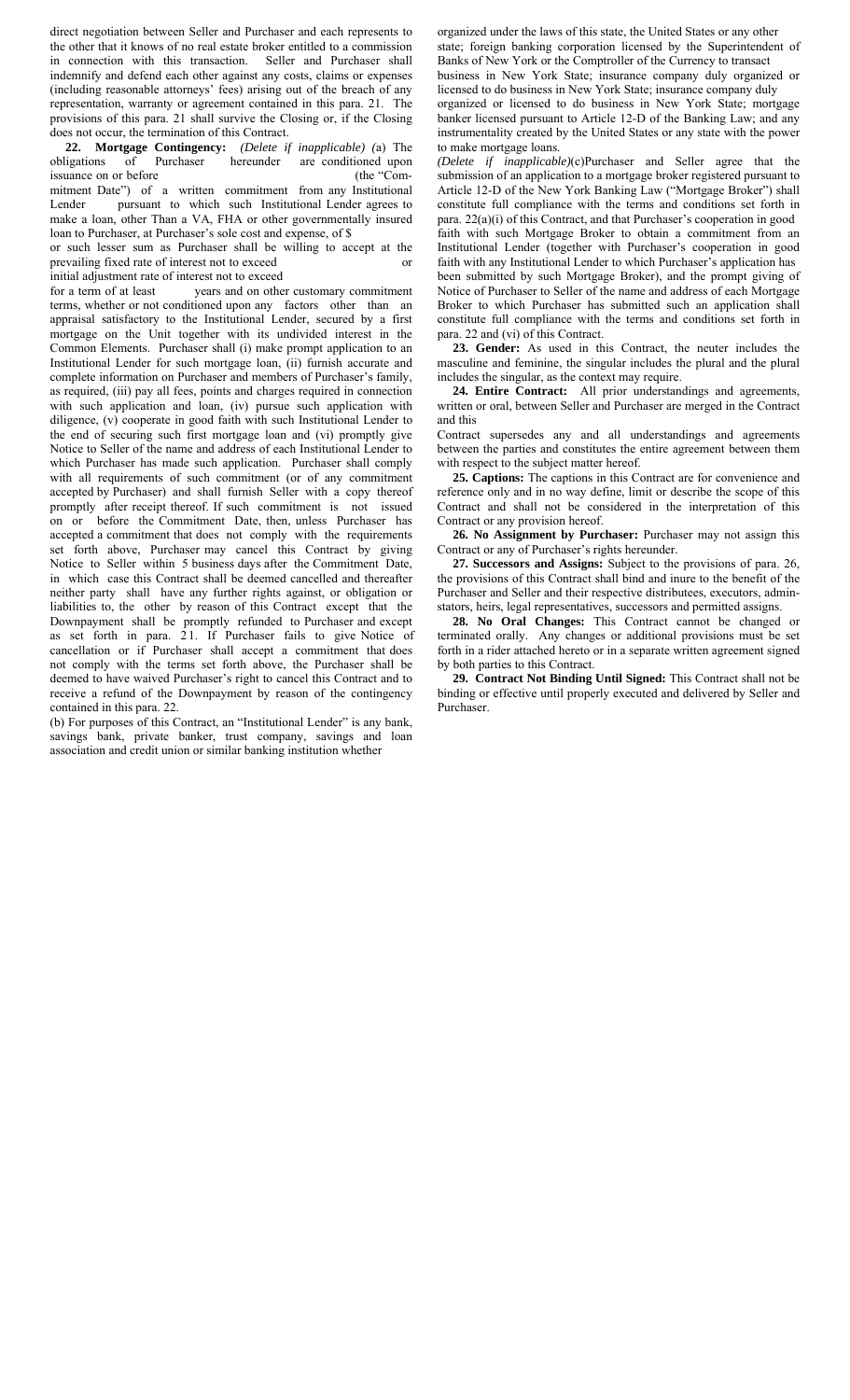direct negotiation between Seller and Purchaser and each represents to the other that it knows of no real estate broker entitled to a commission in connection with this transaction. Seller and Purchaser shall indemnify and defend each other against any costs, claims or expenses (including reasonable attorneys' fees) arising out of the breach of any representation, warranty or agreement contained in this para. 21. The provisions of this para. 21 shall survive the Closing or, if the Closing does not occur, the termination of this Contract.

**22. Mortgage Contingency:** *(Delete if inapplicable)* (a) The obligations of Purchaser hereunder are conditioned upon issuance on or before (the "Commitment Date") of a written commitment from any Institutional Lender pursuant to which such Institutional Lender agrees to make a loan, other Than a VA, FHA or other governmentally insured loan to Purchaser, at Purchaser's sole cost and expense, of $ or such lesser sum as Purchaser shall be willing to accept at the prevailing fixed rate of interest not to exceed or initial adjustment rate of interest not to exceed for a term of at least years and on other customary commitment terms, whether or not conditioned upon any factors other than an appraisal satisfactory to the Institutional Lender, secured by a first mortgage on the Unit together with its undivided interest in the Common Elements. Purchaser shall (i) make prompt application to an Institutional Lender for such mortgage loan, (ii) furnish accurate and complete information on Purchaser and members of Purchaser's family, as required, (iii) pay all fees, points and charges required in connection with such application and loan, (iv) pursue such application with diligence, (v) cooperate in good faith with such Institutional Lender to the end of securing such first mortgage loan and (vi) promptly give Notice to Seller of the name and address of each Institutional Lender to which Purchaser has made such application. Purchaser shall comply with all requirements of such commitment (or of any commitment accepted by Purchaser) and shall furnish Seller with a copy thereof promptly after receipt thereof. If such commitment is not issued on or before the Commitment Date, then, unless Purchaser has accepted a commitment that does not comply with the requirements set forth above, Purchaser may cancel this Contract by giving Notice to Seller within 5 business days after the Commitment Date, in which case this Contract shall be deemed cancelled and thereafter neither party shall have any further rights against, or obligation or liabilities to, the other by reason of this Contract except that the Downpayment shall be promptly refunded to Purchaser and except as set forth in para. 21. If Purchaser fails to give Notice of cancellation or if Purchaser shall accept a commitment that does not comply with the terms set forth above, the Purchaser shall be deemed to have waived Purchaser's right to cancel this Contract and to receive a refund of the Downpayment by reason of the contingency contained in this para. 22.

(b) For purposes of this Contract, an "Institutional Lender" is any bank, savings bank, private banker, trust company, savings and loan association and credit union or similar banking institution whether organized under the laws of this state, the United States or any other state; foreign banking corporation licensed by the Superintendent of Banks of New York or the Comptroller of the Currency to transact business in New York State; insurance company duly organized or licensed to do business in New York State; insurance company duly organized or licensed to do business in New York State; mortgage banker licensed pursuant to Article 12-D of the Banking Law; and any instrumentality created by the United States or any state with the power to make mortgage loans.

*(Delete if inapplicable)*(c)Purchaser and Seller agree that the submission of an application to a mortgage broker registered pursuant to Article 12-D of the New York Banking Law ("Mortgage Broker") shall constitute full compliance with the terms and conditions set forth in para. 22(a)(i) of this Contract, and that Purchaser's cooperation in good faith with such Mortgage Broker to obtain a commitment from an Institutional Lender (together with Purchaser's cooperation in good faith with any Institutional Lender to which Purchaser's application has been submitted by such Mortgage Broker), and the prompt giving of Notice of Purchaser to Seller of the name and address of each Mortgage Broker to which Purchaser has submitted such an application shall constitute full compliance with the terms and conditions set forth in para. 22 and (vi) of this Contract.

**23. Gender:** As used in this Contract, the neuter includes the masculine and feminine, the singular includes the plural and the plural includes the singular, as the context may require.

**24. Entire Contract:** All prior understandings and agreements, written or oral, between Seller and Purchaser are merged in the Contract and this Contract supersedes any and all understandings and agreements between the parties and constitutes the entire agreement between them with respect to the subject matter hereof.

**25. Captions:** The captions in this Contract are for convenience and reference only and in no way define, limit or describe the scope of this Contract and shall not be considered in the interpretation of this Contract or any provision hereof.

**26. No Assignment by Purchaser:** Purchaser may not assign this Contract or any of Purchaser's rights hereunder.

**27. Successors and Assigns:** Subject to the provisions of para. 26, the provisions of this Contract shall bind and inure to the benefit of the Purchaser and Seller and their respective distributees, executors, administators, heirs, legal representatives, successors and permitted assigns.

**28. No Oral Changes:** This Contract cannot be changed or terminated orally. Any changes or additional provisions must be set forth in a rider attached hereto or in a separate written agreement signed by both parties to this Contract.

**29. Contract Not Binding Until Signed:** This Contract shall not be binding or effective until properly executed and delivered by Seller and Purchaser.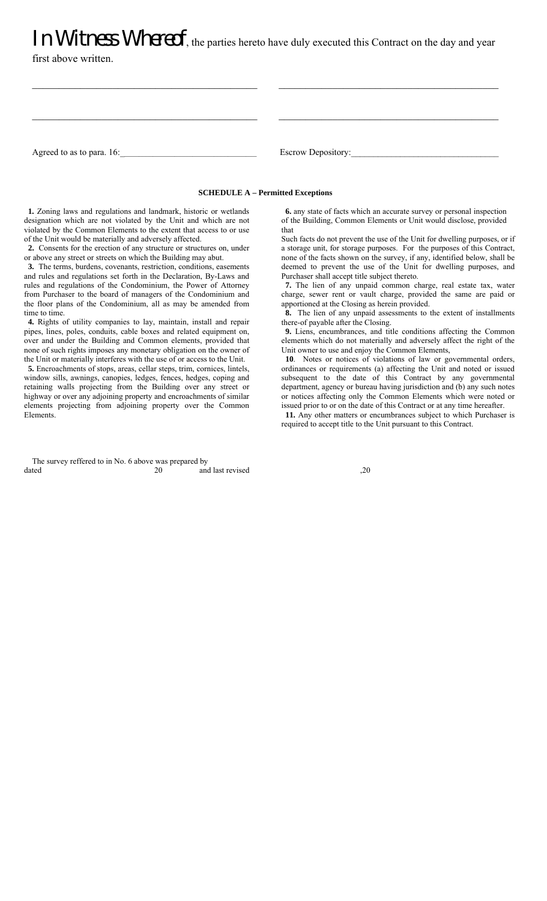**In Witness Whereof**, the parties hereto have duly executed this Contract on the day and year first above written.

\_\_\_\_\_\_\_\_\_\_\_\_\_\_\_\_\_\_\_\_\_\_\_\_\_\_\_\_\_\_\_\_\_\_\_\_\_\_\_\_\_\_\_\_\_ \_\_\_\_\_\_\_\_\_\_\_\_\_\_\_\_\_\_\_\_\_\_\_\_\_\_\_\_\_\_\_\_\_\_\_\_\_\_\_\_\_\_\_\_\_

\_\_\_\_\_\_\_\_\_\_\_\_\_\_\_\_\_\_\_\_\_\_\_\_\_\_\_\_\_\_\_\_\_\_\_\_\_\_\_\_\_\_\_\_\_ \_\_\_\_\_\_\_\_\_\_\_\_\_\_\_\_\_\_\_\_\_\_\_\_\_\_\_\_\_\_\_\_\_\_\_\_\_\_\_\_\_\_\_\_\_

Agreed to as to para. 16:\_\_\_\_\_\_\_\_\_\_\_\_\_\_\_\_\_\_\_\_\_\_\_\_\_\_\_\_\_\_ Escrow Depository:\_\_\_\_\_\_\_\_\_\_\_\_\_\_\_\_\_\_\_\_\_\_\_\_\_\_\_\_\_\_\_\_

**SCHEDULE A – Permitted Exceptions**

**1.** Zoning laws and regulations and landmark, historic or wetlands designation which are not violated by the Unit and which are not violated by the Common Elements to the extent that access to or use of the Unit would be materially and adversely affected.

**2.** Consents for the erection of any structure or structures on, under or above any street or streets on which the Building may abut.

**3.** The terms, burdens, covenants, restriction, conditions, easements and rules and regulations set forth in the Declaration, By-Laws and rules and regulations of the Condominium, the Power of Attorney from Purchaser to the board of managers of the Condominium and the floor plans of the Condominium, all as may be amended from time to time.

**4.** Rights of utility companies to lay, maintain, install and repair pipes, lines, poles, conduits, cable boxes and related equipment on, over and under the Building and Common elements, provided that none of such rights imposes any monetary obligation on the owner of the Unit or materially interferes with the use of or access to the Unit.

**5.** Encroachments of stops, areas, cellar steps, trim, cornices, lintels, window sills, awnings, canopies, ledges, fences, hedges, coping and retaining walls projecting from the Building over any street or highway or over any adjoining property and encroachments of similar elements projecting from adjoining property over the Common Elements.

**6.** any state of facts which an accurate survey or personal inspection of the Building, Common Elements or Unit would disclose, provided that

Such facts do not prevent the use of the Unit for dwelling purposes, or if a storage unit, for storage purposes. For the purposes of this Contract, none of the facts shown on the survey, if any, identified below, shall be deemed to prevent the use of the Unit for dwelling purposes, and Purchaser shall accept title subject thereto.

**7.** The lien of any unpaid common charge, real estate tax, water charge, sewer rent or vault charge, provided the same are paid or apportioned at the Closing as herein provided.

**8.** The lien of any unpaid assessments to the extent of installments there-of payable after the Closing.

**9.** Liens, encumbrances, and title conditions affecting the Common elements which do not materially and adversely affect the right of the Unit owner to use and enjoy the Common Elements,

**10**. Notes or notices of violations of law or governmental orders, ordinances or requirements (a) affecting the Unit and noted or issued subsequent to the date of this Contract by any governmental department, agency or bureau having jurisdiction and (b) any such notes or notices affecting only the Common Elements which were noted or issued prior to or on the date of this Contract or at any time hereafter.

**11.** Any other matters or encumbrances subject to which Purchaser is required to accept title to the Unit pursuant to this Contract.

The survey reffered to in No. 6 above was prepared by
dated 20 and last revised ,20